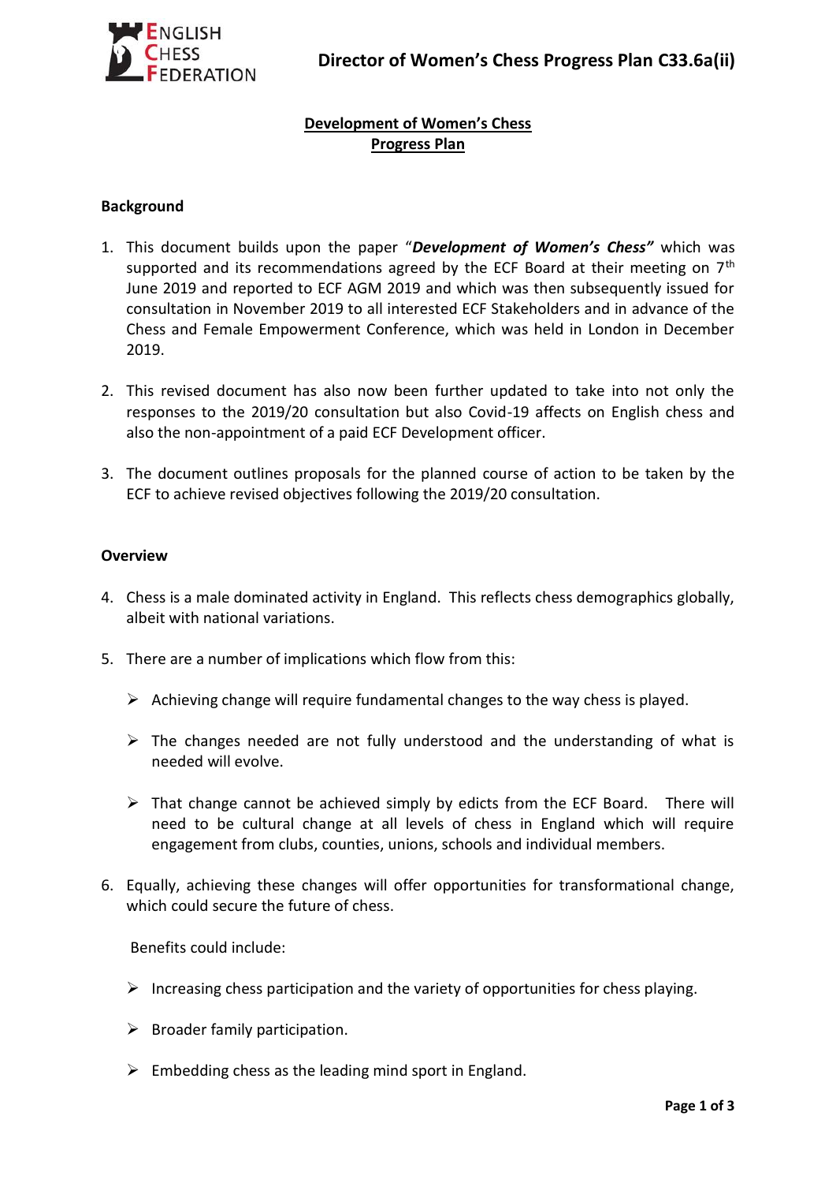# Director of Women's Chess Progress Plan C33.6a(ii)

## Development of Women's Chess
## Progress Plan

### Background

1. This document builds upon the paper "***Development of Women's Chess***" which was supported and its recommendations agreed by the ECF Board at their meeting on 7th June 2019 and reported to ECF AGM 2019 and which was then subsequently issued for consultation in November 2019 to all interested ECF Stakeholders and in advance of the Chess and Female Empowerment Conference, which was held in London in December 2019.

2. This revised document has also now been further updated to take into not only the responses to the 2019/20 consultation but also Covid-19 affects on English chess and also the non-appointment of a paid ECF Development officer.

3. The document outlines proposals for the planned course of action to be taken by the ECF to achieve revised objectives following the 2019/20 consultation.

### Overview

4. Chess is a male dominated activity in England. This reflects chess demographics globally, albeit with national variations.

5. There are a number of implications which flow from this:

   - Achieving change will require fundamental changes to the way chess is played.
   - The changes needed are not fully understood and the understanding of what is needed will evolve.
   - That change cannot be achieved simply by edicts from the ECF Board. There will need to be cultural change at all levels of chess in England which will require engagement from clubs, counties, unions, schools and individual members.

6. Equally, achieving these changes will offer opportunities for transformational change, which could secure the future of chess.

   Benefits could include:

   - Increasing chess participation and the variety of opportunities for chess playing.
   - Broader family participation.
   - Embedding chess as the leading mind sport in England.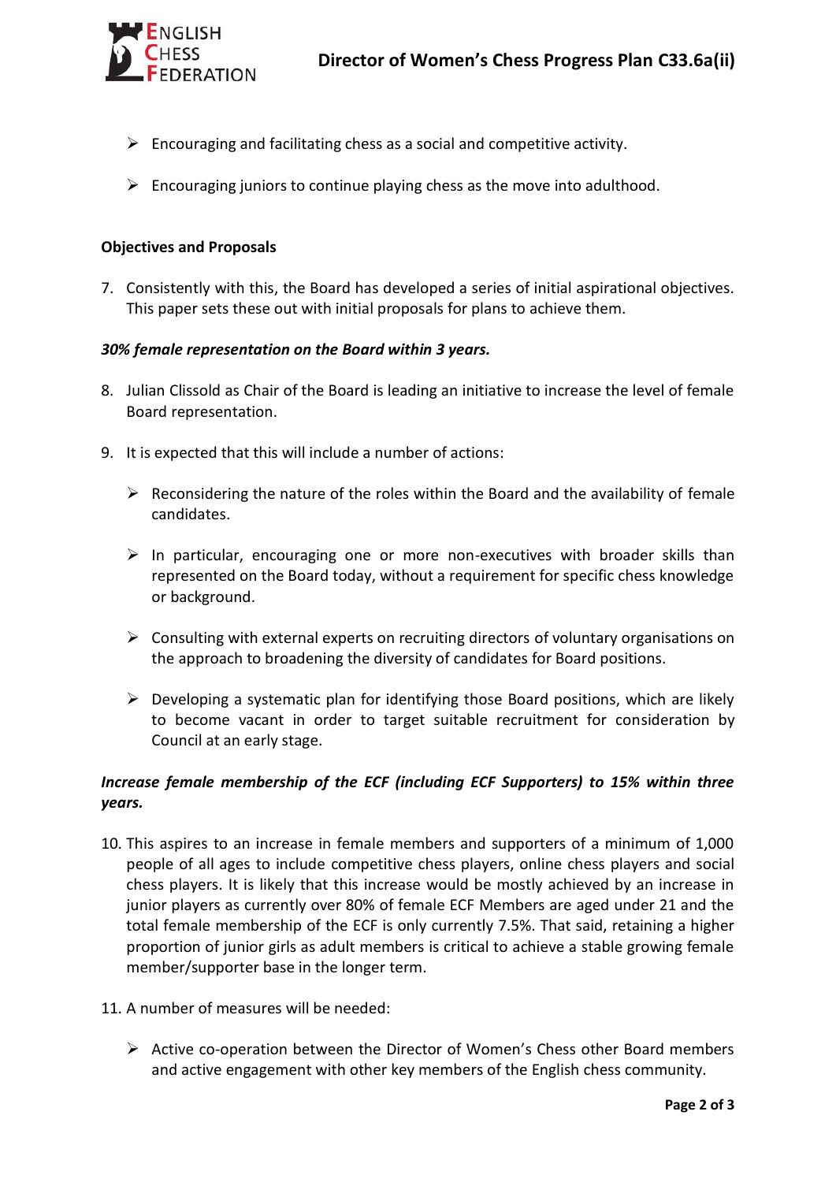- Encouraging and facilitating chess as a social and competitive activity.
- Encouraging juniors to continue playing chess as the move into adulthood.

**Objectives and Proposals**

7. Consistently with this, the Board has developed a series of initial aspirational objectives. This paper sets these out with initial proposals for plans to achieve them.

***30% female representation on the Board within 3 years.***

8. Julian Clissold as Chair of the Board is leading an initiative to increase the level of female Board representation.

9. It is expected that this will include a number of actions:

    - Reconsidering the nature of the roles within the Board and the availability of female candidates.
    - In particular, encouraging one or more non-executives with broader skills than represented on the Board today, without a requirement for specific chess knowledge or background.
    - Consulting with external experts on recruiting directors of voluntary organisations on the approach to broadening the diversity of candidates for Board positions.
    - Developing a systematic plan for identifying those Board positions, which are likely to become vacant in order to target suitable recruitment for consideration by Council at an early stage.

***Increase female membership of the ECF (including ECF Supporters) to 15% within three years.***

10. This aspires to an increase in female members and supporters of a minimum of 1,000 people of all ages to include competitive chess players, online chess players and social chess players. It is likely that this increase would be mostly achieved by an increase in junior players as currently over 80% of female ECF Members are aged under 21 and the total female membership of the ECF is only currently 7.5%. That said, retaining a higher proportion of junior girls as adult members is critical to achieve a stable growing female member/supporter base in the longer term.

11. A number of measures will be needed:

    - Active co-operation between the Director of Women's Chess other Board members and active engagement with other key members of the English chess community.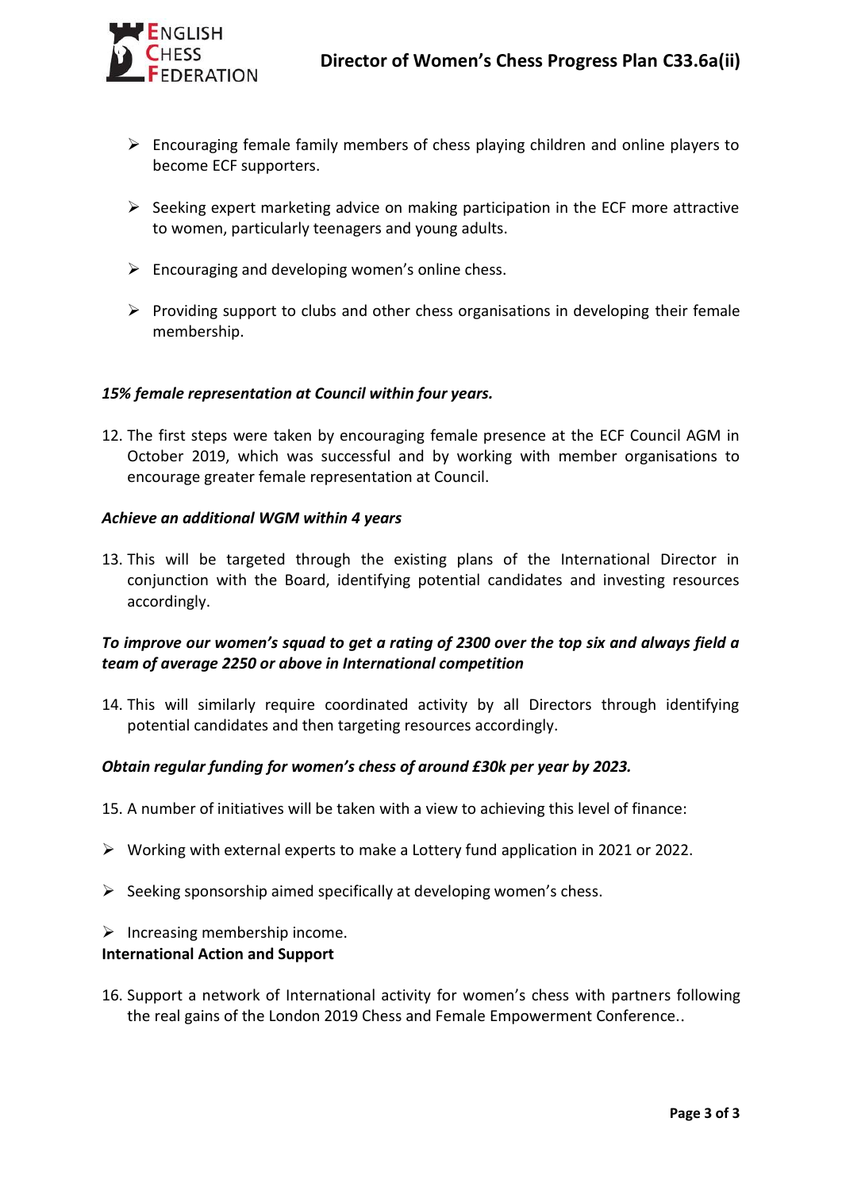- Encouraging female family members of chess playing children and online players to become ECF supporters.

- Seeking expert marketing advice on making participation in the ECF more attractive to women, particularly teenagers and young adults.

- Encouraging and developing women's online chess.

- Providing support to clubs and other chess organisations in developing their female membership.

***15% female representation at Council within four years.***

12. The first steps were taken by encouraging female presence at the ECF Council AGM in October 2019, which was successful and by working with member organisations to encourage greater female representation at Council.

***Achieve an additional WGM within 4 years***

13. This will be targeted through the existing plans of the International Director in conjunction with the Board, identifying potential candidates and investing resources accordingly.

***To improve our women's squad to get a rating of 2300 over the top six and always field a team of average 2250 or above in International competition***

14. This will similarly require coordinated activity by all Directors through identifying potential candidates and then targeting resources accordingly.

***Obtain regular funding for women's chess of around £30k per year by 2023.***

15. A number of initiatives will be taken with a view to achieving this level of finance:

- Working with external experts to make a Lottery fund application in 2021 or 2022.

- Seeking sponsorship aimed specifically at developing women's chess.

- Increasing membership income.

**International Action and Support**

16. Support a network of International activity for women's chess with partners following the real gains of the London 2019 Chess and Female Empowerment Conference..